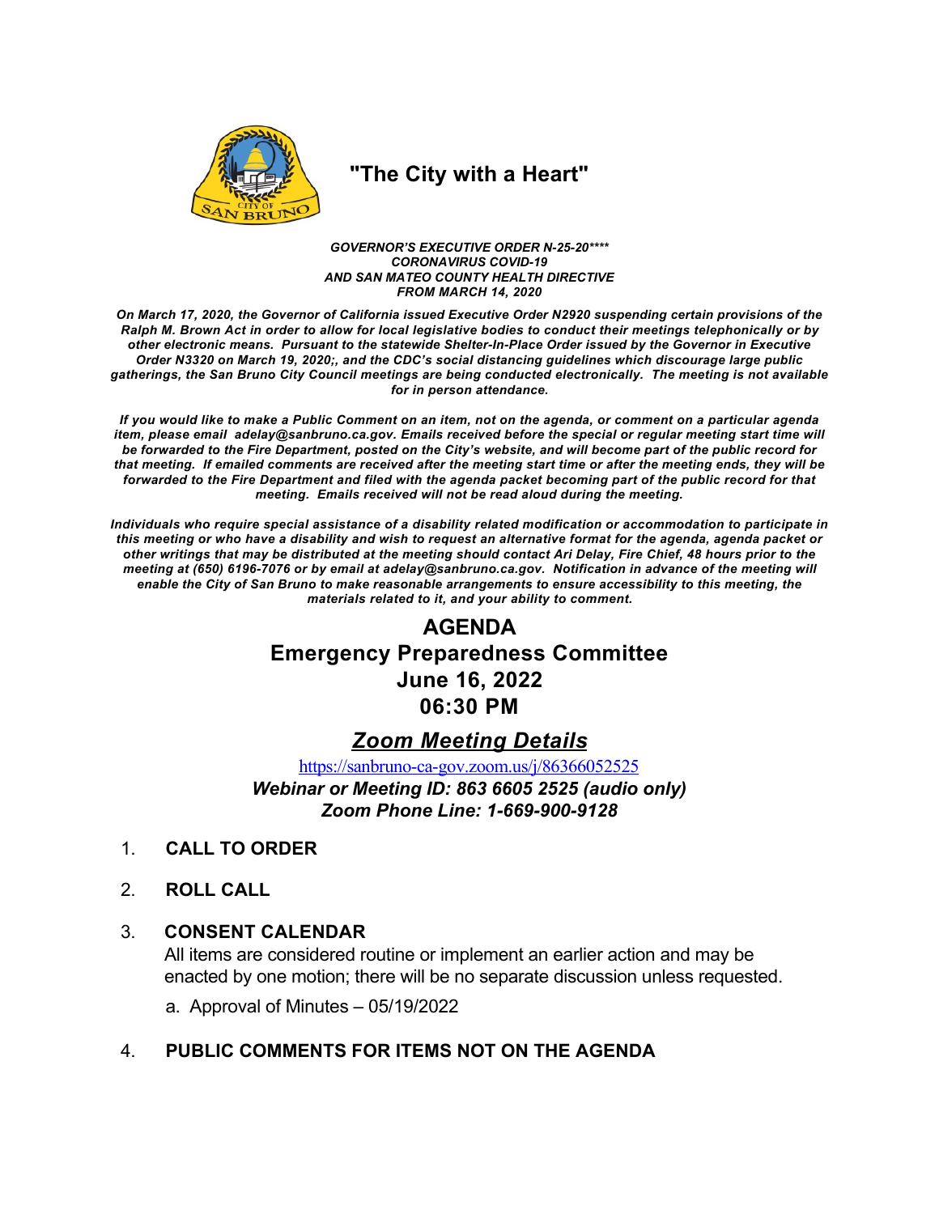# "The City with a Heart"

***GOVERNOR'S EXECUTIVE ORDER N-25-20\*\*\*\****
***CORONAVIRUS COVID-19***
***AND SAN MATEO COUNTY HEALTH DIRECTIVE***
***FROM MARCH 14, 2020***

***On March 17, 2020, the Governor of California issued Executive Order N2920 suspending certain provisions of the Ralph M. Brown Act in order to allow for local legislative bodies to conduct their meetings telephonically or by other electronic means. Pursuant to the statewide Shelter-In-Place Order issued by the Governor in Executive Order N3320 on March 19, 2020;, and the CDC's social distancing guidelines which discourage large public gatherings, the San Bruno City Council meetings are being conducted electronically. The meeting is not available for in person attendance.***

***If you would like to make a Public Comment on an item, not on the agenda, or comment on a particular agenda item, please email adelay@sanbruno.ca.gov. Emails received before the special or regular meeting start time will be forwarded to the Fire Department, posted on the City's website, and will become part of the public record for that meeting. If emailed comments are received after the meeting start time or after the meeting ends, they will be forwarded to the Fire Department and filed with the agenda packet becoming part of the public record for that meeting. Emails received will not be read aloud during the meeting.***

***Individuals who require special assistance of a disability related modification or accommodation to participate in this meeting or who have a disability and wish to request an alternative format for the agenda, agenda packet or other writings that may be distributed at the meeting should contact Ari Delay, Fire Chief, 48 hours prior to the meeting at (650) 6196-7076 or by email at adelay@sanbruno.ca.gov. Notification in advance of the meeting will enable the City of San Bruno to make reasonable arrangements to ensure accessibility to this meeting, the materials related to it, and your ability to comment.***

# AGENDA
# Emergency Preparedness Committee
# June 16, 2022
# 06:30 PM

## ***Zoom Meeting Details***

https://sanbruno-ca-gov.zoom.us/j/86366052525

***Webinar or Meeting ID: 863 6605 2525 (audio only)***
***Zoom Phone Line: 1-669-900-9128***

1. **CALL TO ORDER**

2. **ROLL CALL**

3. **CONSENT CALENDAR**
   All items are considered routine or implement an earlier action and may be enacted by one motion; there will be no separate discussion unless requested.

   a. Approval of Minutes – 05/19/2022

4. **PUBLIC COMMENTS FOR ITEMS NOT ON THE AGENDA**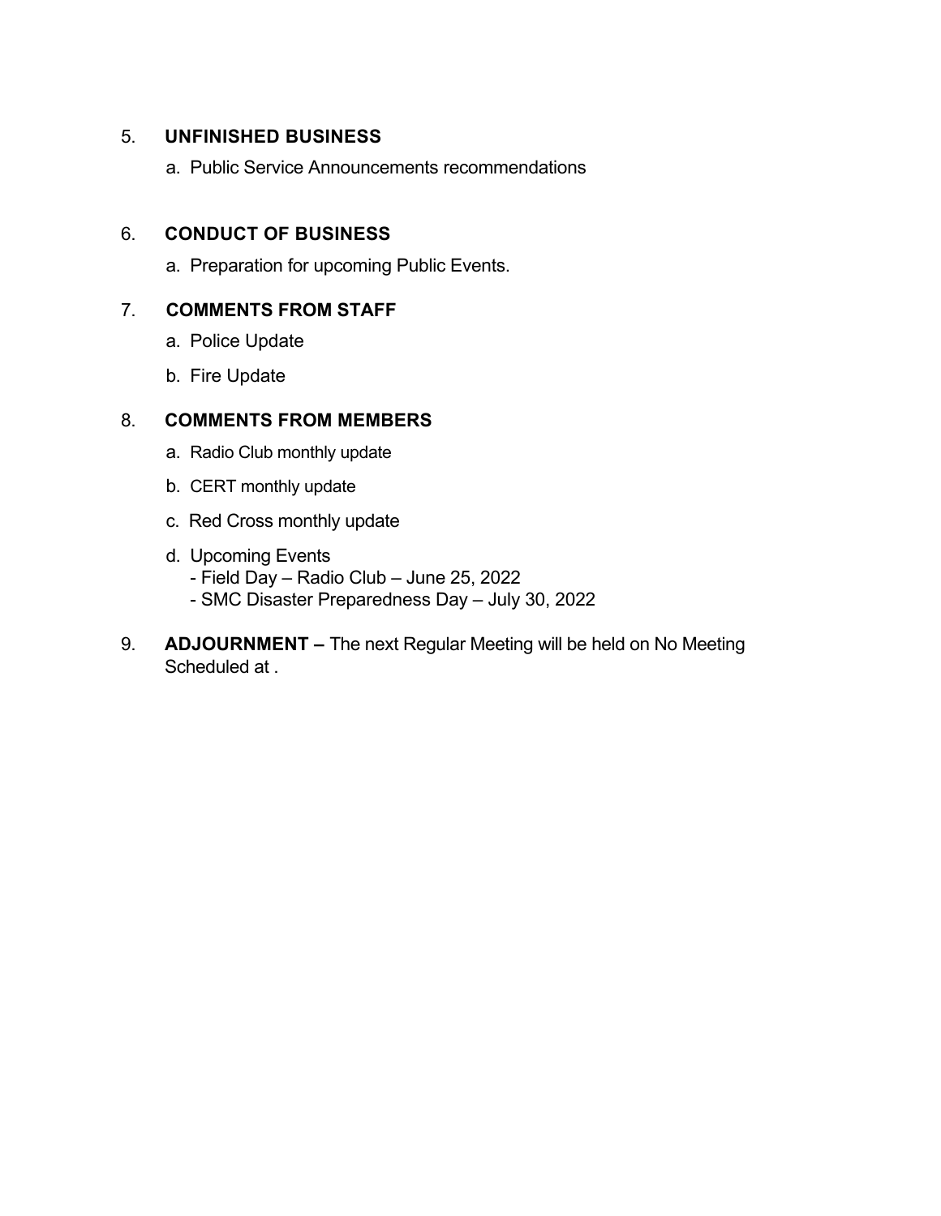5. **UNFINISHED BUSINESS**

   a. Public Service Announcements recommendations

6. **CONDUCT OF BUSINESS**

   a. Preparation for upcoming Public Events.

7. **COMMENTS FROM STAFF**

   a. Police Update

   b. Fire Update

8. **COMMENTS FROM MEMBERS**

   a. Radio Club monthly update

   b. CERT monthly update

   c. Red Cross monthly update

   d. Upcoming Events
      - Field Day – Radio Club – June 25, 2022
      - SMC Disaster Preparedness Day – July 30, 2022

9. **ADJOURNMENT –** The next Regular Meeting will be held on No Meeting Scheduled at .